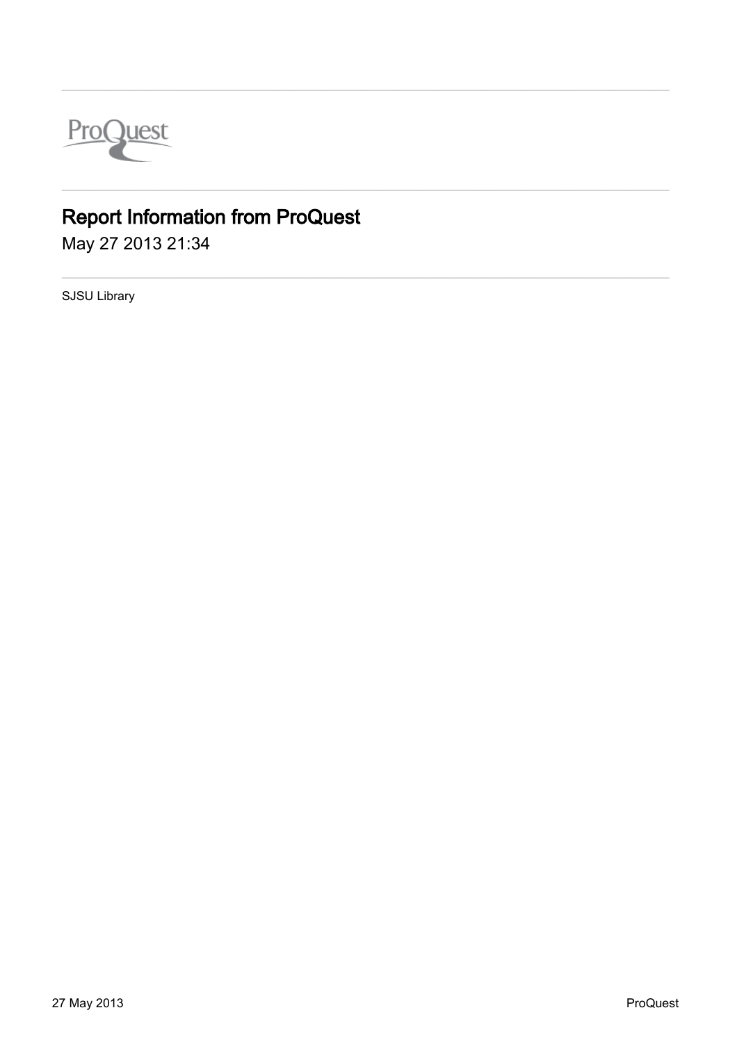ProQuest

# Report Information from ProQuest

May 27 2013 21:34

SJSU Library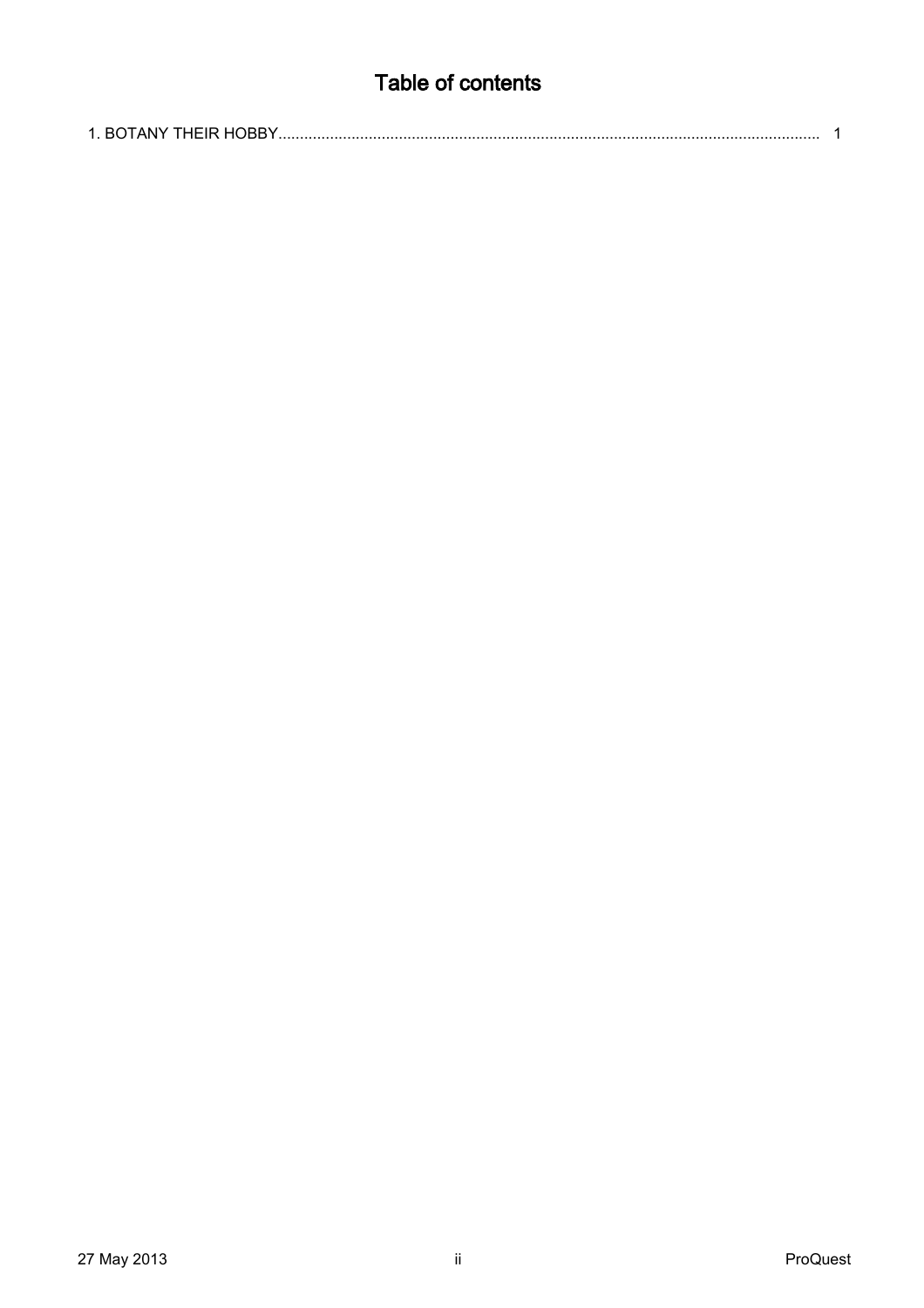# Table of contents

1. BOTANY THEIR HOBBY............................................................................................................................. 1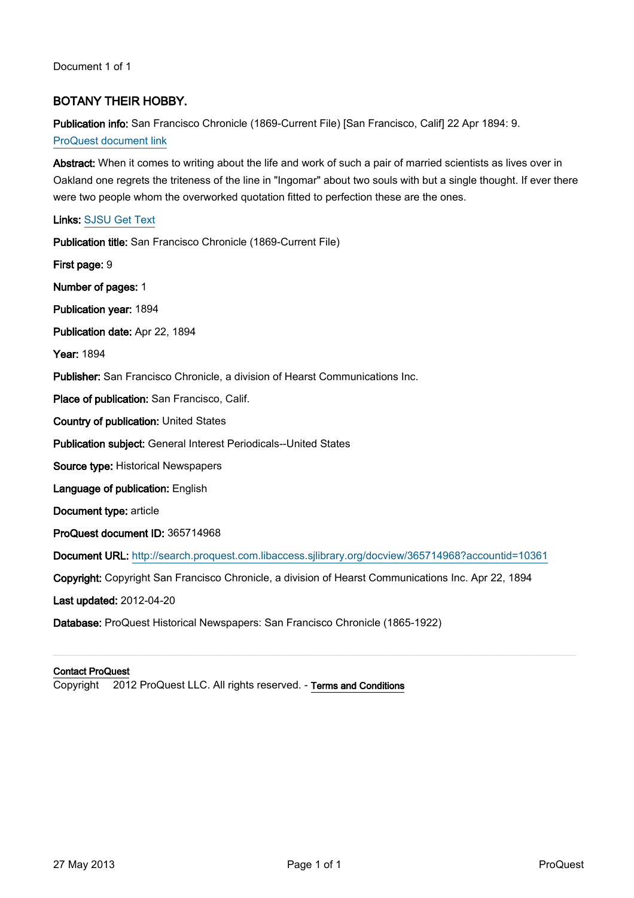Document 1 of 1

## BOTANY THEIR HOBBY.

**Publication info:** San Francisco Chronicle (1869-Current File) [San Francisco, Calif] 22 Apr 1894: 9.

[ProQuest document link](#)

**Abstract:** When it comes to writing about the life and work of such a pair of married scientists as lives over in Oakland one regrets the triteness of the line in "Ingomar" about two souls with but a single thought. If ever there were two people whom the overworked quotation fitted to perfection these are the ones.

**Links:** SJSU Get Text

**Publication title:** San Francisco Chronicle (1869-Current File)

**First page:** 9

**Number of pages:** 1

**Publication year:** 1894

**Publication date:** Apr 22, 1894

**Year:** 1894

**Publisher:** San Francisco Chronicle, a division of Hearst Communications Inc.

**Place of publication:** San Francisco, Calif.

**Country of publication:** United States

**Publication subject:** General Interest Periodicals--United States

**Source type:** Historical Newspapers

**Language of publication:** English

**Document type:** article

**ProQuest document ID:** 365714968

**Document URL:** http://search.proquest.com.libaccess.sjlibrary.org/docview/365714968?accountid=10361

**Copyright:** Copyright San Francisco Chronicle, a division of Hearst Communications Inc. Apr 22, 1894

**Last updated:** 2012-04-20

**Database:** ProQuest Historical Newspapers: San Francisco Chronicle (1865-1922)

---

Contact ProQuest

Copyright 2012 ProQuest LLC. All rights reserved. - Terms and Conditions